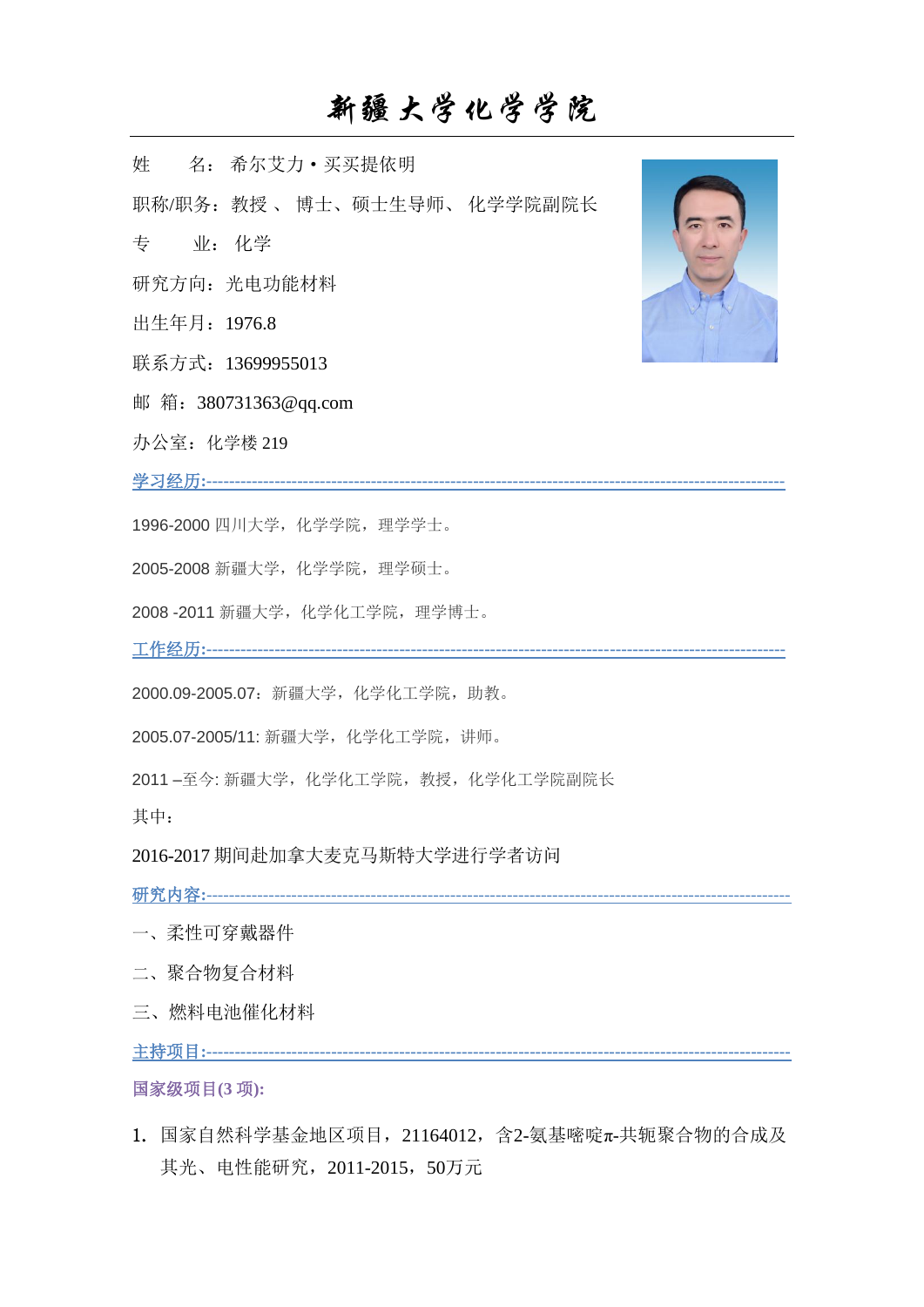# 新疆大学化学学院

姓　　名：希尔艾力・买买提依明

职称/职务：教授 、 博士、硕士生导师、 化学学院副院长

专　　业：化学

研究方向：光电功能材料

出生年月：1976.8

联系方式：13699955013

邮 箱：380731363@qq.com

办公室：化学楼 219

## 学习经历:

1996-2000 四川大学，化学学院，理学学士。

2005-2008 新疆大学，化学学院，理学硕士。

2008 -2011 新疆大学，化学化工学院，理学博士。

## 工作经历:

2000.09-2005.07：新疆大学，化学化工学院，助教。

2005.07-2005/11: 新疆大学，化学化工学院，讲师。

2011 –至今: 新疆大学，化学化工学院，教授，化学化工学院副院长

其中：

2016-2017 期间赴加拿大麦克马斯特大学进行学者访问

## 研究内容:

一、柔性可穿戴器件

二、聚合物复合材料

三、燃料电池催化材料

## 主持项目:

**国家级项目(3 项):**

1. 国家自然科学基金地区项目，21164012，含2-氨基嘧啶π-共轭聚合物的合成及其光、电性能研究，2011-2015，50万元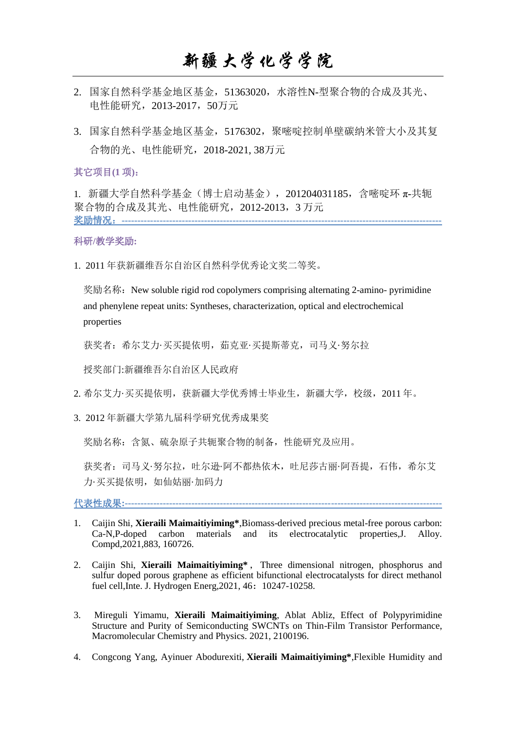2. 国家自然科学基金地区基金，51363020，水溶性N-型聚合物的合成及其光、电性能研究，2013-2017，50万元

3. 国家自然科学基金地区基金，5176302，聚嘧啶控制单壁碳纳米管大小及其复合物的光、电性能研究，2018-2021, 38万元

**其它项目(1 项)：**

1. 新疆大学自然科学基金（博士启动基金），201204031185，含嘧啶环 π-共轭聚合物的合成及其光、电性能研究，2012-2013，3 万元

**奖励情况：**

**科研/教学奖励:**

1. 2011 年获新疆维吾尔自治区自然科学优秀论文奖二等奖。

   奖励名称：New soluble rigid rod copolymers comprising alternating 2-amino- pyrimidine and phenylene repeat units: Syntheses, characterization, optical and electrochemical properties

   获奖者：希尔艾力·买买提依明，茹克亚·买提斯蒂克，司马义·努尔拉

   授奖部门:新疆维吾尔自治区人民政府

2. 希尔艾力·买买提依明，获新疆大学优秀博士毕业生，新疆大学，校级，2011 年。

3. 2012 年新疆大学第九届科学研究优秀成果奖

   奖励名称：含氮、硫杂原子共轭聚合物的制备，性能研究及应用。

   获奖者：司马义·努尔拉，吐尔逊·阿不都热依木，吐尼莎古丽·阿吾提，石伟，希尔艾力·买买提依明，如仙姑丽·加码力

**代表性成果:**

1. Caijin Shi, **Xieraili Maimaitiyiming***,Biomass-derived precious metal-free porous carbon: Ca-N,P-doped carbon materials and its electrocatalytic properties,J. Alloy. Compd,2021,883, 160726.

2. Caijin Shi, **Xieraili Maimaitiyiming*** , Three dimensional nitrogen, phosphorus and sulfur doped porous graphene as efficient bifunctional electrocatalysts for direct methanol fuel cell,Inte. J. Hydrogen Energ,2021, 46：10247-10258.

3. Mireguli Yimamu, **Xieraili Maimaitiyiming**, Ablat Abliz, Effect of Polypyrimidine Structure and Purity of Semiconducting SWCNTs on Thin-Film Transistor Performance, Macromolecular Chemistry and Physics. 2021, 2100196.

4. Congcong Yang, Ayinuer Abodurexiti, **Xieraili Maimaitiyiming***,Flexible Humidity and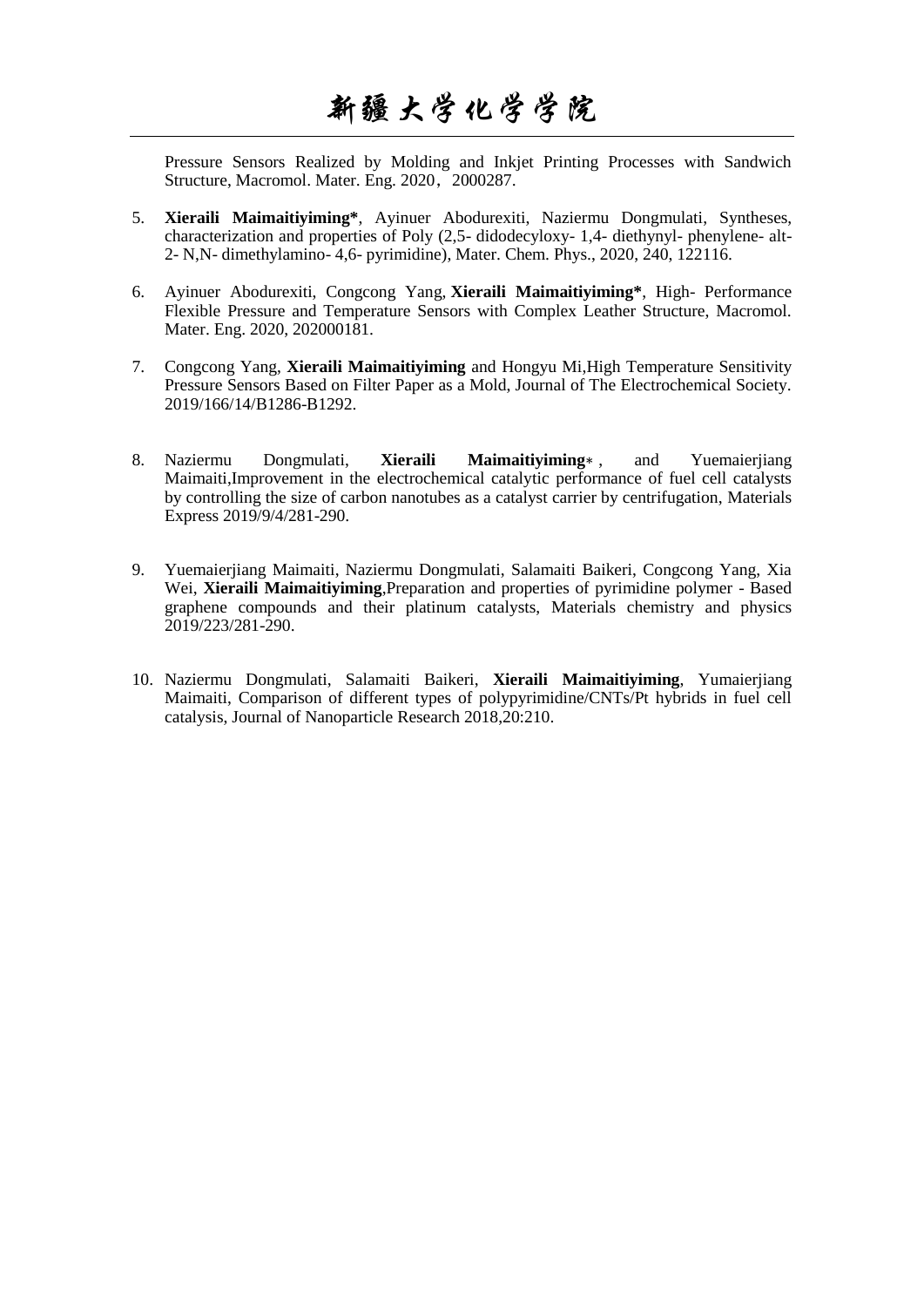Pressure Sensors Realized by Molding and Inkjet Printing Processes with Sandwich Structure, Macromol. Mater. Eng. 2020，2000287.

5. **Xieraili Maimaitiyiming***, Ayinuer Abodurexiti, Naziermu Dongmulati, Syntheses, characterization and properties of Poly (2,5- didodecyloxy- 1,4- diethynyl- phenylene- alt- 2- N,N- dimethylamino- 4,6- pyrimidine), Mater. Chem. Phys., 2020, 240, 122116.

6. Ayinuer Abodurexiti, Congcong Yang, **Xieraili Maimaitiyiming***, High- Performance Flexible Pressure and Temperature Sensors with Complex Leather Structure, Macromol. Mater. Eng. 2020, 202000181.

7. Congcong Yang, **Xieraili Maimaitiyiming** and Hongyu Mi,High Temperature Sensitivity Pressure Sensors Based on Filter Paper as a Mold, Journal of The Electrochemical Society. 2019/166/14/B1286-B1292.

8. Naziermu Dongmulati, **Xieraili Maimaitiyiming***, and Yuemaierjiang Maimaiti,Improvement in the electrochemical catalytic performance of fuel cell catalysts by controlling the size of carbon nanotubes as a catalyst carrier by centrifugation, Materials Express 2019/9/4/281-290.

9. Yuemaierjiang Maimaiti, Naziermu Dongmulati, Salamaiti Baikeri, Congcong Yang, Xia Wei, **Xieraili Maimaitiyiming**,Preparation and properties of pyrimidine polymer - Based graphene compounds and their platinum catalysts, Materials chemistry and physics 2019/223/281-290.

10. Naziermu Dongmulati, Salamaiti Baikeri, **Xieraili Maimaitiyiming**, Yumaierjiang Maimaiti, Comparison of different types of polypyrimidine/CNTs/Pt hybrids in fuel cell catalysis, Journal of Nanoparticle Research 2018,20:210.